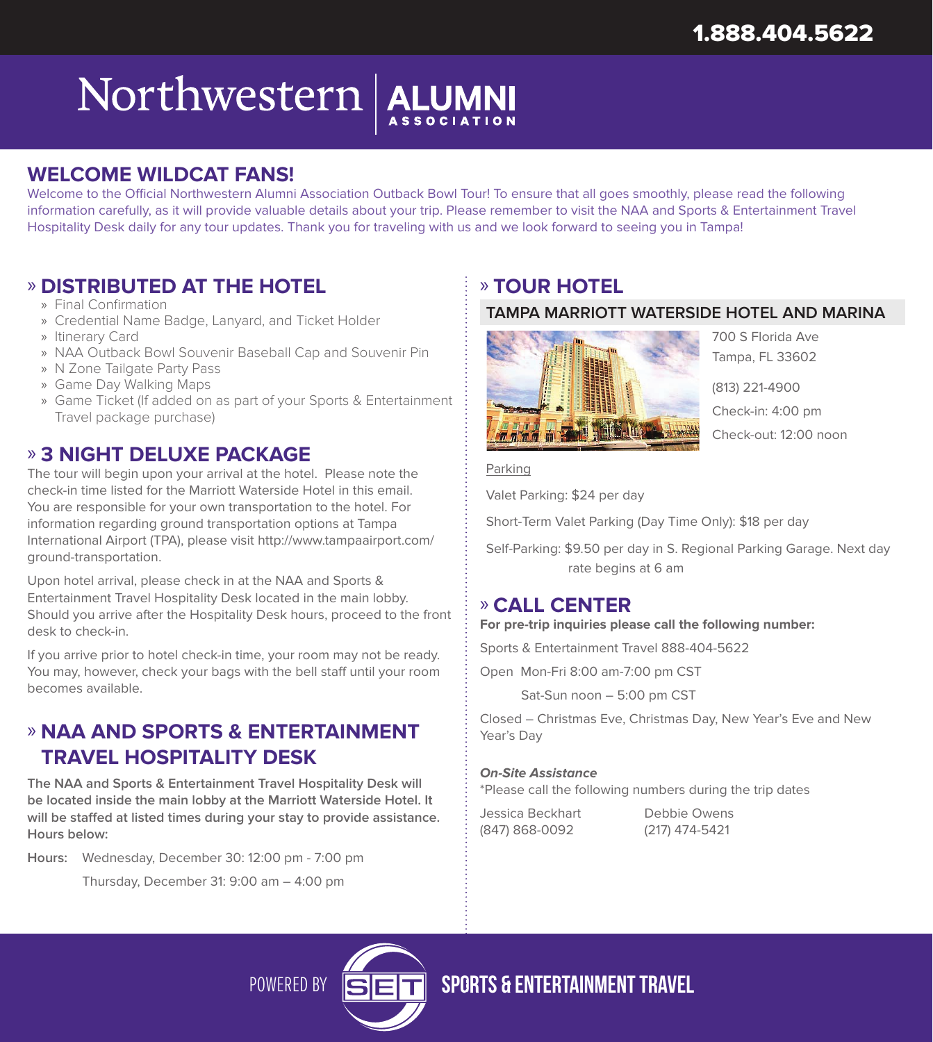1.888.404.5622

# Northwestern | ALUMNI ASSOCIATION

## WELCOME WILDCAT FANS!

Welcome to the Official Northwestern Alumni Association Outback Bowl Tour! To ensure that all goes smoothly, please read the following information carefully, as it will provide valuable details about your trip. Please remember to visit the NAA and Sports & Entertainment Travel Hospitality Desk daily for any tour updates. Thank you for traveling with us and we look forward to seeing you in Tampa!

## » DISTRIBUTED AT THE HOTEL

- Final Confirmation
- Credential Name Badge, Lanyard, and Ticket Holder
- Itinerary Card
- NAA Outback Bowl Souvenir Baseball Cap and Souvenir Pin
- N Zone Tailgate Party Pass
- Game Day Walking Maps
- Game Ticket (If added on as part of your Sports & Entertainment Travel package purchase)

## » 3 NIGHT DELUXE PACKAGE

The tour will begin upon your arrival at the hotel. Please note the check-in time listed for the Marriott Waterside Hotel in this email. You are responsible for your own transportation to the hotel. For information regarding ground transportation options at Tampa International Airport (TPA), please visit http://www.tampaairport.com/ground-transportation.

Upon hotel arrival, please check in at the NAA and Sports & Entertainment Travel Hospitality Desk located in the main lobby. Should you arrive after the Hospitality Desk hours, proceed to the front desk to check-in.

If you arrive prior to hotel check-in time, your room may not be ready. You may, however, check your bags with the bell staff until your room becomes available.

## » NAA AND SPORTS & ENTERTAINMENT TRAVEL HOSPITALITY DESK

**The NAA and Sports & Entertainment Travel Hospitality Desk will be located inside the main lobby at the Marriott Waterside Hotel. It will be staffed at listed times during your stay to provide assistance. Hours below:**

**Hours:** Wednesday, December 30: 12:00 pm - 7:00 pm
Thursday, December 31: 9:00 am – 4:00 pm

## » TOUR HOTEL

### TAMPA MARRIOTT WATERSIDE HOTEL AND MARINA

700 S Florida Ave
Tampa, FL 33602

(813) 221-4900

Check-in: 4:00 pm

Check-out: 12:00 noon

Parking

Valet Parking: $24 per day

Short-Term Valet Parking (Day Time Only): $18 per day

Self-Parking: $9.50 per day in S. Regional Parking Garage. Next day rate begins at 6 am

## » CALL CENTER

**For pre-trip inquiries please call the following number:**

Sports & Entertainment Travel 888-404-5622

Open Mon-Fri 8:00 am-7:00 pm CST
Sat-Sun noon – 5:00 pm CST

Closed – Christmas Eve, Christmas Day, New Year's Eve and New Year's Day

***On-Site Assistance***

*Please call the following numbers during the trip dates

Jessica Beckhart
(847) 868-0092

Debbie Owens
(217) 474-5421

POWERED BY SET SPORTS & ENTERTAINMENT TRAVEL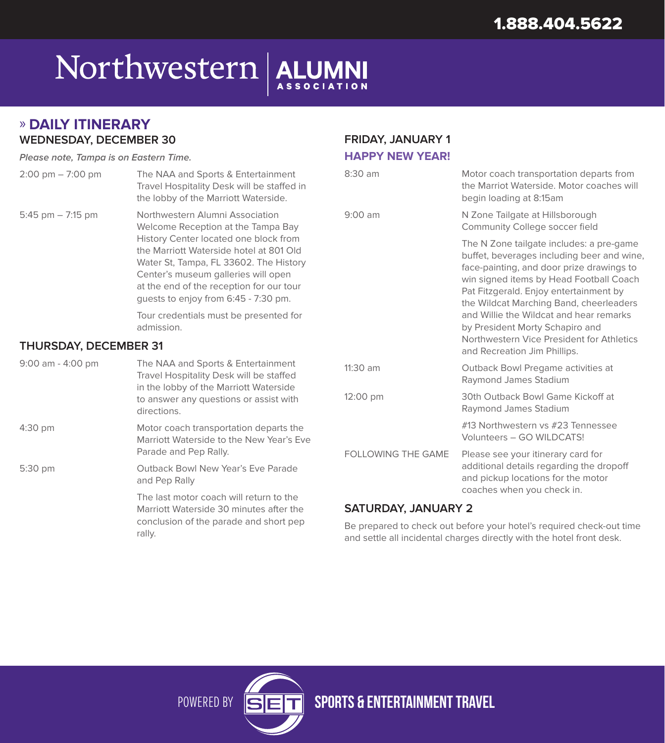1.888.404.5622

Northwestern | ALUMNI ASSOCIATION

## » DAILY ITINERARY

### WEDNESDAY, DECEMBER 30

***Please note, Tampa is on Eastern Time.***

| | |
|---|---|
| 2:00 pm – 7:00 pm | The NAA and Sports & Entertainment Travel Hospitality Desk will be staffed in the lobby of the Marriott Waterside. |
| 5:45 pm – 7:15 pm | Northwestern Alumni Association Welcome Reception at the Tampa Bay History Center located one block from the Marriott Waterside hotel at 801 Old Water St, Tampa, FL 33602. The History Center's museum galleries will open at the end of the reception for our tour guests to enjoy from 6:45 - 7:30 pm. |
| | Tour credentials must be presented for admission. |

### THURSDAY, DECEMBER 31

| | |
|---|---|
| 9:00 am - 4:00 pm | The NAA and Sports & Entertainment Travel Hospitality Desk will be staffed in the lobby of the Marriott Waterside to answer any questions or assist with directions. |
| 4:30 pm | Motor coach transportation departs the Marriott Waterside to the New Year's Eve Parade and Pep Rally. |
| 5:30 pm | Outback Bowl New Year's Eve Parade and Pep Rally |
| | The last motor coach will return to the Marriott Waterside 30 minutes after the conclusion of the parade and short pep rally. |

### FRIDAY, JANUARY 1

**HAPPY NEW YEAR!**

| | |
|---|---|
| 8:30 am | Motor coach transportation departs from the Marriott Waterside. Motor coaches will begin loading at 8:15am |
| 9:00 am | N Zone Tailgate at Hillsborough Community College soccer field |
| | The N Zone tailgate includes: a pre-game buffet, beverages including beer and wine, face-painting, and door prize drawings to win signed items by Head Football Coach Pat Fitzgerald. Enjoy entertainment by the Wildcat Marching Band, cheerleaders and Willie the Wildcat and hear remarks by President Morty Schapiro and Northwestern Vice President for Athletics and Recreation Jim Phillips. |
| 11:30 am | Outback Bowl Pregame activities at Raymond James Stadium |
| 12:00 pm | 30th Outback Bowl Game Kickoff at Raymond James Stadium |
| | #13 Northwestern vs #23 Tennessee Volunteers – GO WILDCATS! |
| FOLLOWING THE GAME | Please see your itinerary card for additional details regarding the dropoff and pickup locations for the motor coaches when you check in. |

### SATURDAY, JANUARY 2

Be prepared to check out before your hotel's required check-out time and settle all incidental charges directly with the hotel front desk.

POWERED BY SET SPORTS & ENTERTAINMENT TRAVEL